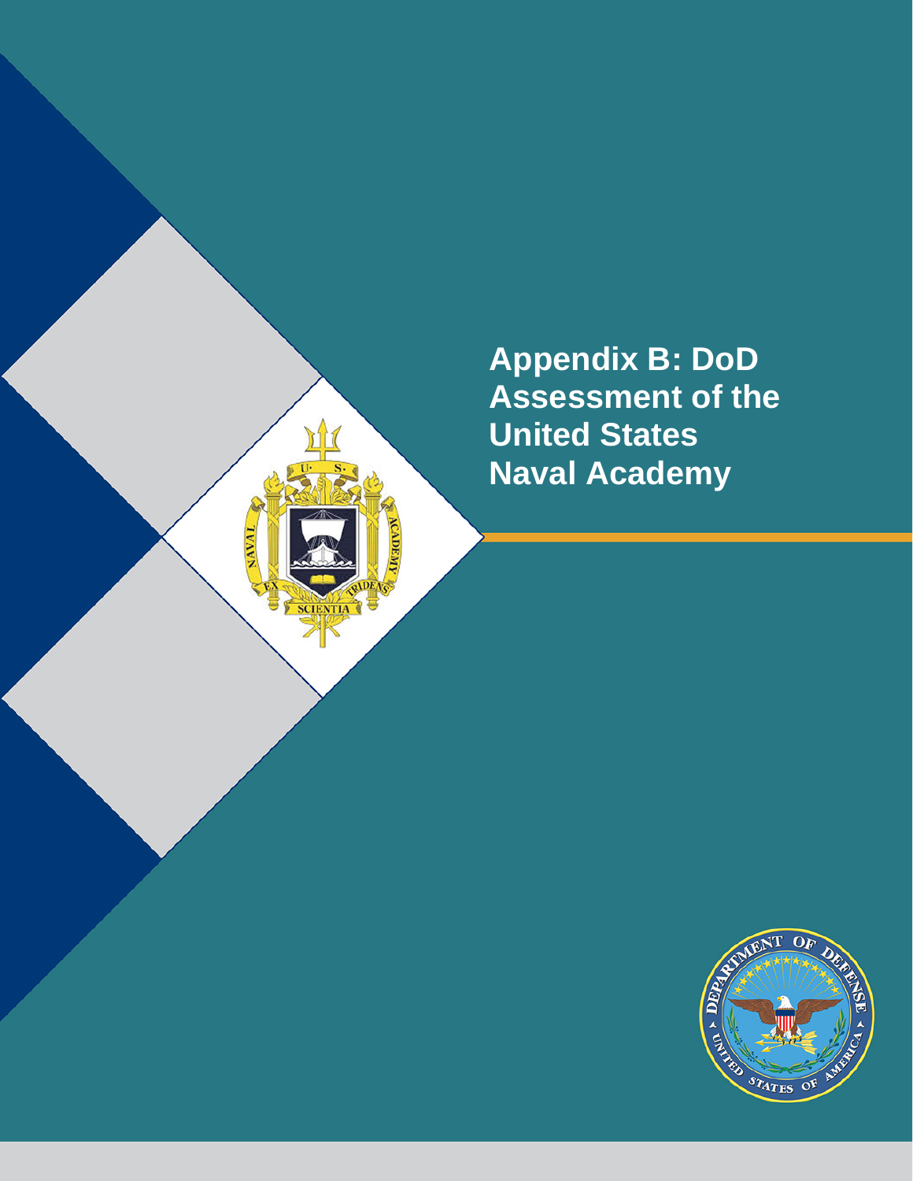# Appendix B: DoD Assessment of the United States Naval Academy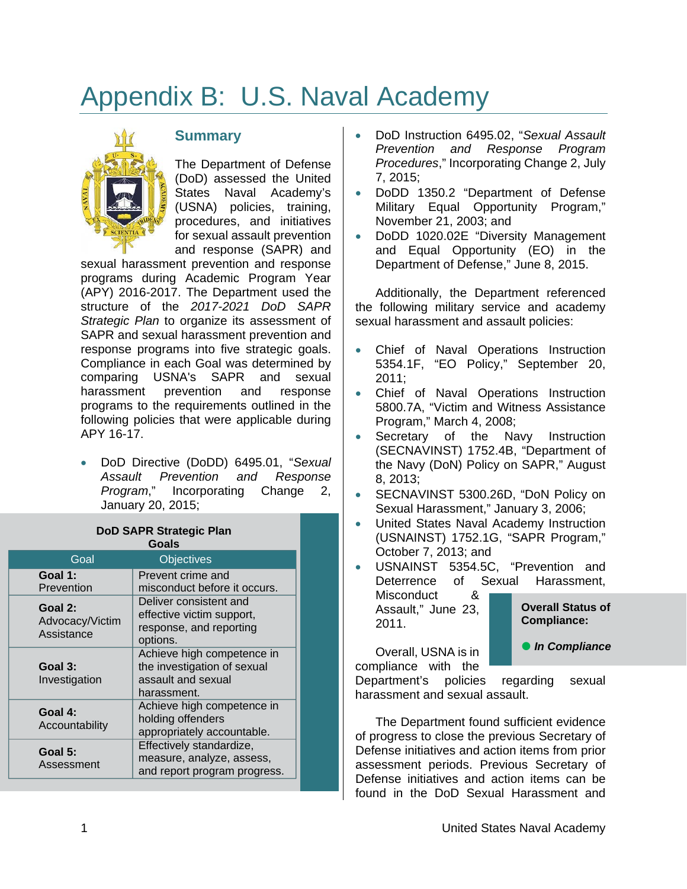# Appendix B: U.S. Naval Academy

## Summary

The Department of Defense (DoD) assessed the United States Naval Academy's (USNA) policies, training, procedures, and initiatives for sexual assault prevention and response (SAPR) and sexual harassment prevention and response programs during Academic Program Year (APY) 2016-2017. The Department used the structure of the *2017-2021 DoD SAPR Strategic Plan* to organize its assessment of SAPR and sexual harassment prevention and response programs into five strategic goals. Compliance in each Goal was determined by comparing USNA's SAPR and sexual harassment prevention and response programs to the requirements outlined in the following policies that were applicable during APY 16-17.

- DoD Directive (DoDD) 6495.01, "*Sexual Assault Prevention and Response Program*," Incorporating Change 2, January 20, 2015;
- DoD Instruction 6495.02, "*Sexual Assault Prevention and Response Program Procedures*," Incorporating Change 2, July 7, 2015;
- DoDD 1350.2 "Department of Defense Military Equal Opportunity Program," November 21, 2003; and
- DoDD 1020.02E "Diversity Management and Equal Opportunity (EO) in the Department of Defense," June 8, 2015.

**DoD SAPR Strategic Plan Goals**

| Goal | Objectives |
|---|---|
| **Goal 1:** Prevention | Prevent crime and misconduct before it occurs. |
| **Goal 2:** Advocacy/Victim Assistance | Deliver consistent and effective victim support, response, and reporting options. |
| **Goal 3:** Investigation | Achieve high competence in the investigation of sexual assault and sexual harassment. |
| **Goal 4:** Accountability | Achieve high competence in holding offenders appropriately accountable. |
| **Goal 5:** Assessment | Effectively standardize, measure, analyze, assess, and report program progress. |

Additionally, the Department referenced the following military service and academy sexual harassment and assault policies:

- Chief of Naval Operations Instruction 5354.1F, "EO Policy," September 20, 2011;
- Chief of Naval Operations Instruction 5800.7A, "Victim and Witness Assistance Program," March 4, 2008;
- Secretary of the Navy Instruction (SECNAVINST) 1752.4B, "Department of the Navy (DoN) Policy on SAPR," August 8, 2013;
- SECNAVINST 5300.26D, "DoN Policy on Sexual Harassment," January 3, 2006;
- United States Naval Academy Instruction (USNAINST) 1752.1G, "SAPR Program," October 7, 2013; and
- USNAINST 5354.5C, "Prevention and Deterrence of Sexual Harassment, Misconduct & Assault," June 23, 2011.

**Overall Status of Compliance:**

● ***In Compliance***

Overall, USNA is in compliance with the Department's policies regarding sexual harassment and sexual assault.

The Department found sufficient evidence of progress to close the previous Secretary of Defense initiatives and action items from prior assessment periods. Previous Secretary of Defense initiatives and action items can be found in the DoD Sexual Harassment and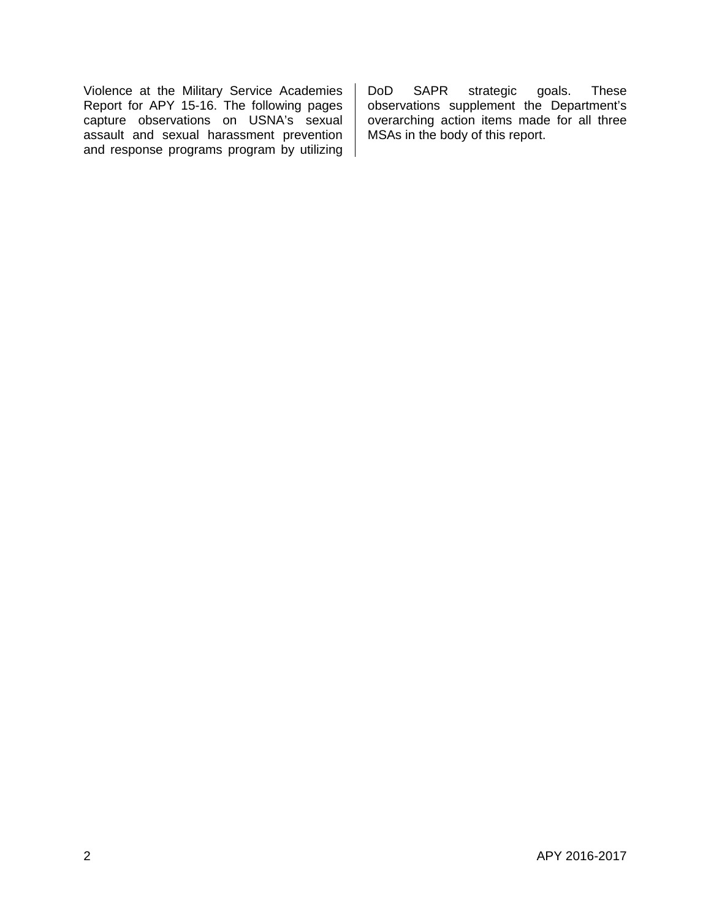Violence at the Military Service Academies Report for APY 15-16. The following pages capture observations on USNA's sexual assault and sexual harassment prevention and response programs program by utilizing DoD SAPR strategic goals. These observations supplement the Department's overarching action items made for all three MSAs in the body of this report.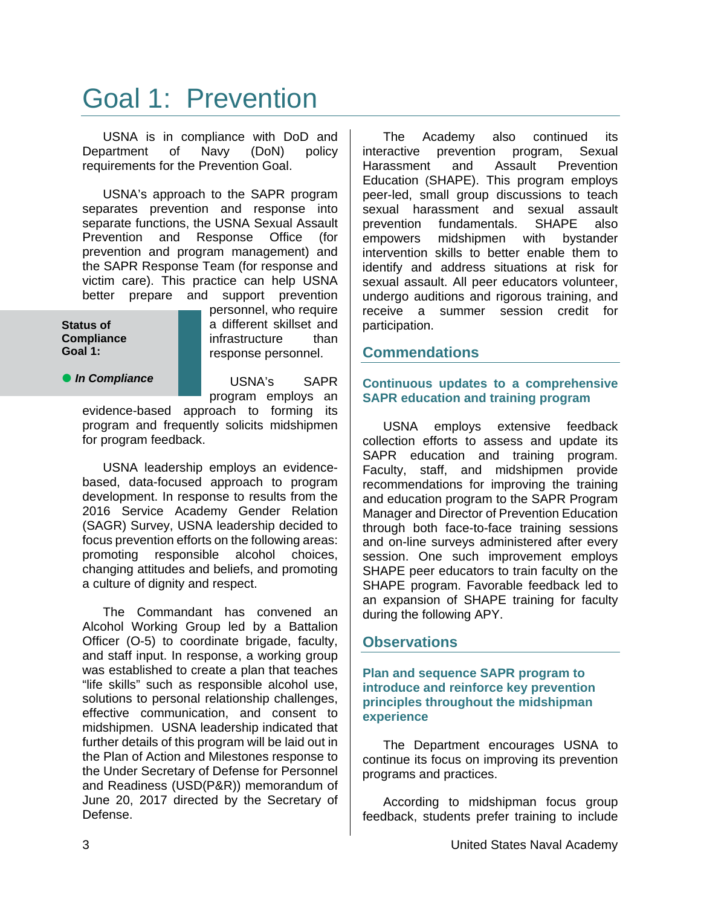# Goal 1: Prevention

USNA is in compliance with DoD and Department of Navy (DoN) policy requirements for the Prevention Goal.

USNA's approach to the SAPR program separates prevention and response into separate functions, the USNA Sexual Assault Prevention and Response Office (for prevention and program management) and the SAPR Response Team (for response and victim care). This practice can help USNA better prepare and support prevention personnel, who require a different skillset and infrastructure than response personnel.

**Status of Compliance Goal 1:**

● ***In Compliance***

USNA's SAPR program employs an evidence-based approach to forming its program and frequently solicits midshipmen for program feedback.

USNA leadership employs an evidence-based, data-focused approach to program development. In response to results from the 2016 Service Academy Gender Relation (SAGR) Survey, USNA leadership decided to focus prevention efforts on the following areas: promoting responsible alcohol choices, changing attitudes and beliefs, and promoting a culture of dignity and respect.

The Commandant has convened an Alcohol Working Group led by a Battalion Officer (O-5) to coordinate brigade, faculty, and staff input. In response, a working group was established to create a plan that teaches "life skills" such as responsible alcohol use, solutions to personal relationship challenges, effective communication, and consent to midshipmen. USNA leadership indicated that further details of this program will be laid out in the Plan of Action and Milestones response to the Under Secretary of Defense for Personnel and Readiness (USD(P&R)) memorandum of June 20, 2017 directed by the Secretary of Defense.

The Academy also continued its interactive prevention program, Sexual Harassment and Assault Prevention Education (SHAPE). This program employs peer-led, small group discussions to teach sexual harassment and sexual assault prevention fundamentals. SHAPE also empowers midshipmen with bystander intervention skills to better enable them to identify and address situations at risk for sexual assault. All peer educators volunteer, undergo auditions and rigorous training, and receive a summer session credit for participation.

## Commendations

### Continuous updates to a comprehensive SAPR education and training program

USNA employs extensive feedback collection efforts to assess and update its SAPR education and training program. Faculty, staff, and midshipmen provide recommendations for improving the training and education program to the SAPR Program Manager and Director of Prevention Education through both face-to-face training sessions and on-line surveys administered after every session. One such improvement employs SHAPE peer educators to train faculty on the SHAPE program. Favorable feedback led to an expansion of SHAPE training for faculty during the following APY.

## Observations

### Plan and sequence SAPR program to introduce and reinforce key prevention principles throughout the midshipman experience

The Department encourages USNA to continue its focus on improving its prevention programs and practices.

According to midshipman focus group feedback, students prefer training to include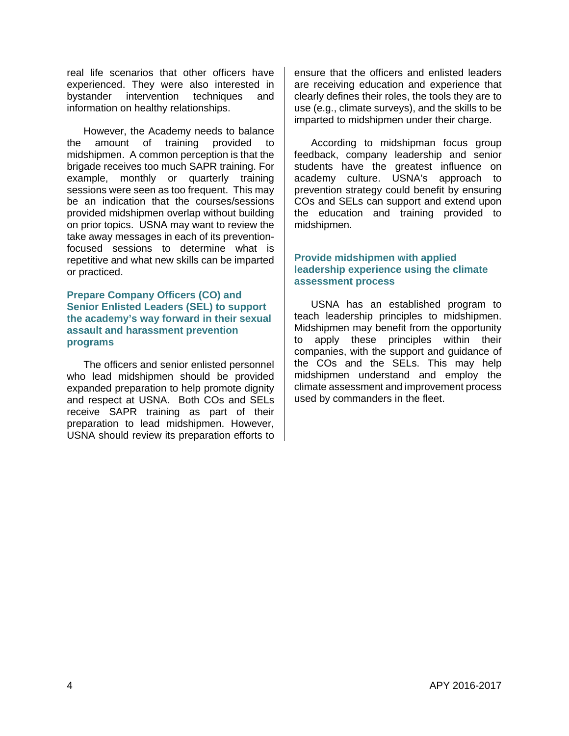real life scenarios that other officers have experienced. They were also interested in bystander intervention techniques and information on healthy relationships.

However, the Academy needs to balance the amount of training provided to midshipmen. A common perception is that the brigade receives too much SAPR training. For example, monthly or quarterly training sessions were seen as too frequent. This may be an indication that the courses/sessions provided midshipmen overlap without building on prior topics. USNA may want to review the take away messages in each of its prevention-focused sessions to determine what is repetitive and what new skills can be imparted or practiced.

### Prepare Company Officers (CO) and Senior Enlisted Leaders (SEL) to support the academy's way forward in their sexual assault and harassment prevention programs

The officers and senior enlisted personnel who lead midshipmen should be provided expanded preparation to help promote dignity and respect at USNA. Both COs and SELs receive SAPR training as part of their preparation to lead midshipmen. However, USNA should review its preparation efforts to ensure that the officers and enlisted leaders are receiving education and experience that clearly defines their roles, the tools they are to use (e.g., climate surveys), and the skills to be imparted to midshipmen under their charge.

According to midshipman focus group feedback, company leadership and senior students have the greatest influence on academy culture. USNA's approach to prevention strategy could benefit by ensuring COs and SELs can support and extend upon the education and training provided to midshipmen.

### Provide midshipmen with applied leadership experience using the climate assessment process

USNA has an established program to teach leadership principles to midshipmen. Midshipmen may benefit from the opportunity to apply these principles within their companies, with the support and guidance of the COs and the SELs. This may help midshipmen understand and employ the climate assessment and improvement process used by commanders in the fleet.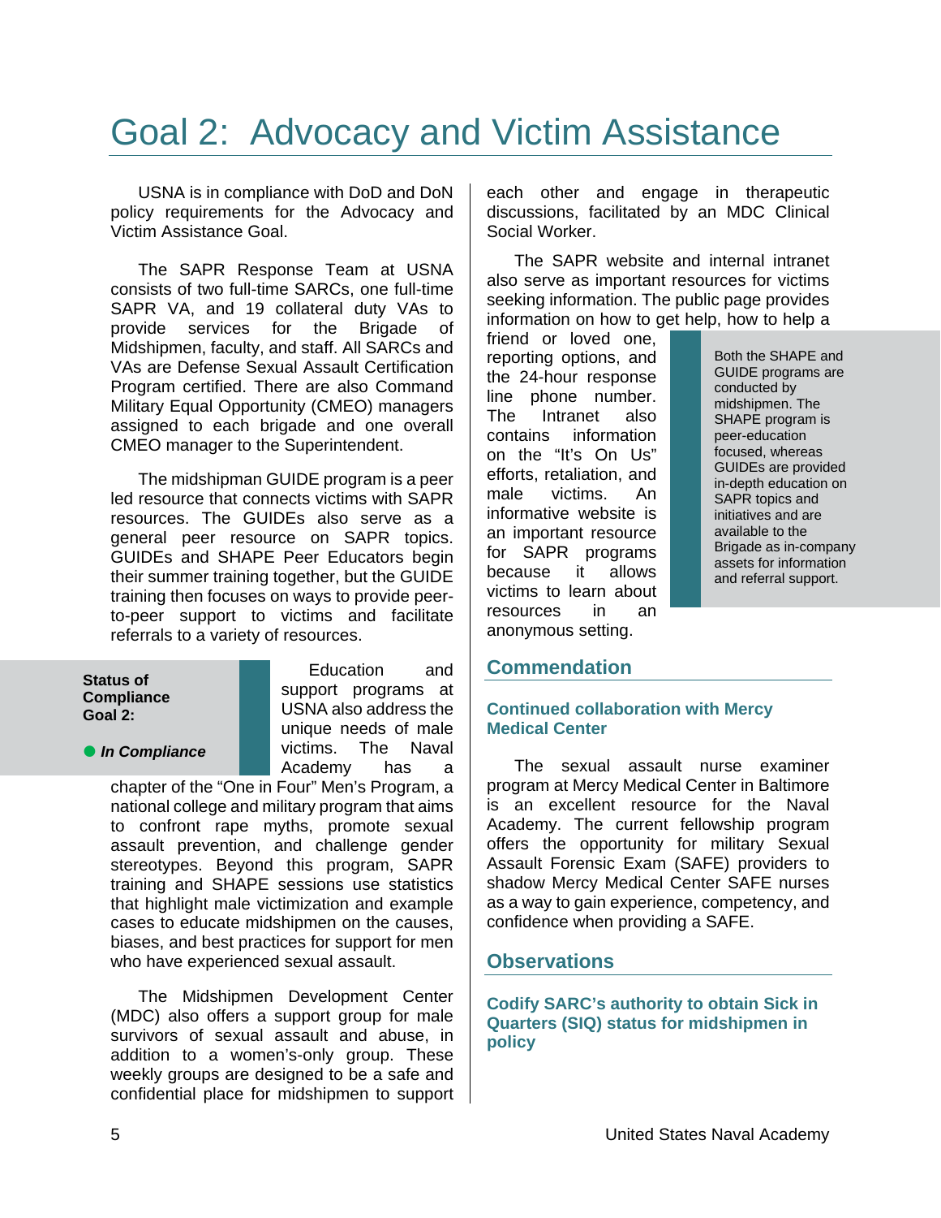# Goal 2: Advocacy and Victim Assistance

USNA is in compliance with DoD and DoN policy requirements for the Advocacy and Victim Assistance Goal.

The SAPR Response Team at USNA consists of two full-time SARCs, one full-time SAPR VA, and 19 collateral duty VAs to provide services for the Brigade of Midshipmen, faculty, and staff. All SARCs and VAs are Defense Sexual Assault Certification Program certified. There are also Command Military Equal Opportunity (CMEO) managers assigned to each brigade and one overall CMEO manager to the Superintendent.

The midshipman GUIDE program is a peer led resource that connects victims with SAPR resources. The GUIDEs also serve as a general peer resource on SAPR topics. GUIDEs and SHAPE Peer Educators begin their summer training together, but the GUIDE training then focuses on ways to provide peer-to-peer support to victims and facilitate referrals to a variety of resources.

**Status of Compliance Goal 2:**

● ***In Compliance***

Education and support programs at USNA also address the unique needs of male victims. The Naval Academy has a chapter of the "One in Four" Men's Program, a national college and military program that aims to confront rape myths, promote sexual assault prevention, and challenge gender stereotypes. Beyond this program, SAPR training and SHAPE sessions use statistics that highlight male victimization and example cases to educate midshipmen on the causes, biases, and best practices for support for men who have experienced sexual assault.

The Midshipmen Development Center (MDC) also offers a support group for male survivors of sexual assault and abuse, in addition to a women's-only group. These weekly groups are designed to be a safe and confidential place for midshipmen to support each other and engage in therapeutic discussions, facilitated by an MDC Clinical Social Worker.

The SAPR website and internal intranet also serve as important resources for victims seeking information. The public page provides information on how to get help, how to help a friend or loved one, reporting options, and the 24-hour response line phone number. The Intranet also contains information on the "It's On Us" efforts, retaliation, and male victims. An informative website is an important resource for SAPR programs because it allows victims to learn about resources in an anonymous setting.

> Both the SHAPE and GUIDE programs are conducted by midshipmen. The SHAPE program is peer-education focused, whereas GUIDEs are provided in-depth education on SAPR topics and initiatives and are available to the Brigade as in-company assets for information and referral support.

## Commendation

### Continued collaboration with Mercy Medical Center

The sexual assault nurse examiner program at Mercy Medical Center in Baltimore is an excellent resource for the Naval Academy. The current fellowship program offers the opportunity for military Sexual Assault Forensic Exam (SAFE) providers to shadow Mercy Medical Center SAFE nurses as a way to gain experience, competency, and confidence when providing a SAFE.

## Observations

### Codify SARC's authority to obtain Sick in Quarters (SIQ) status for midshipmen in policy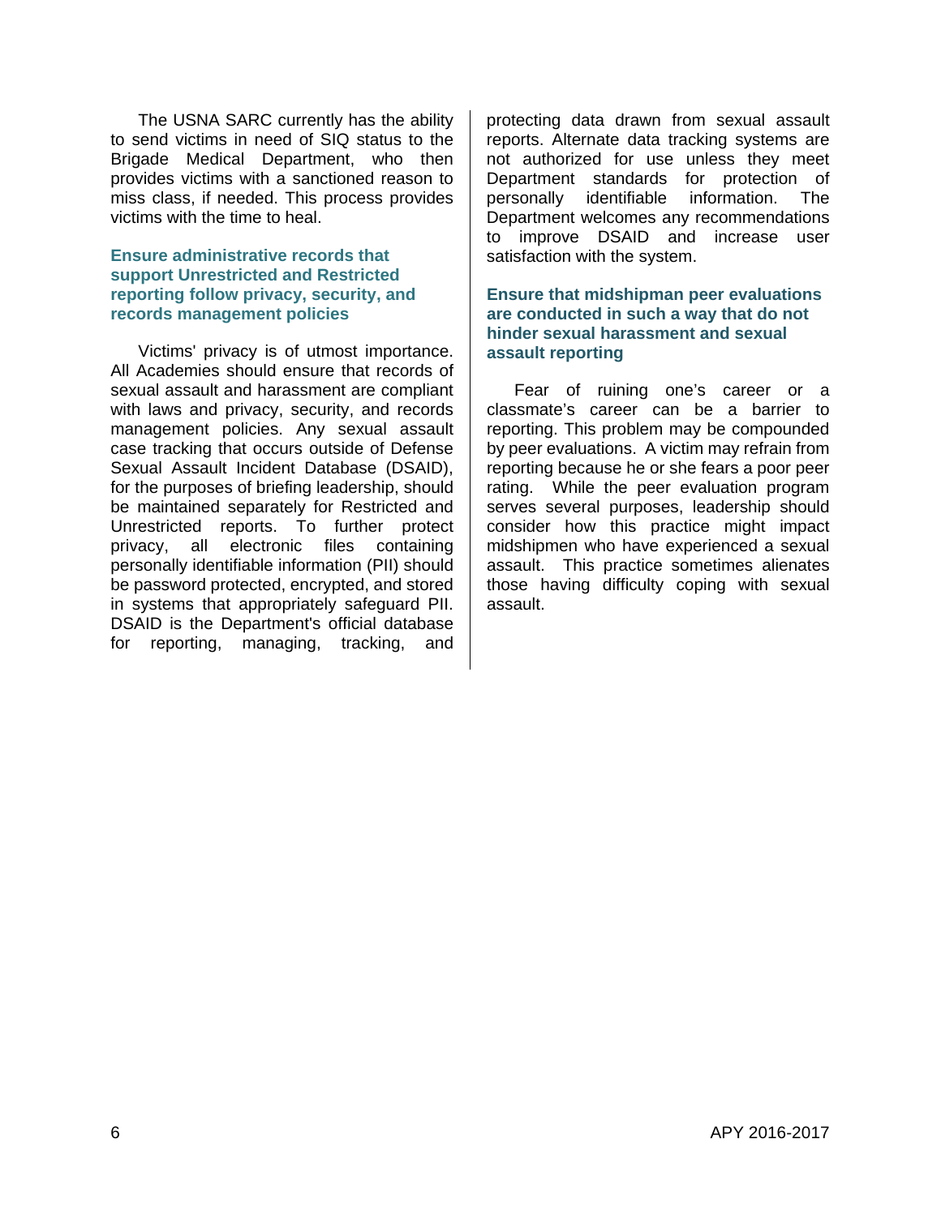The USNA SARC currently has the ability to send victims in need of SIQ status to the Brigade Medical Department, who then provides victims with a sanctioned reason to miss class, if needed. This process provides victims with the time to heal.

### Ensure administrative records that support Unrestricted and Restricted reporting follow privacy, security, and records management policies

Victims' privacy is of utmost importance. All Academies should ensure that records of sexual assault and harassment are compliant with laws and privacy, security, and records management policies. Any sexual assault case tracking that occurs outside of Defense Sexual Assault Incident Database (DSAID), for the purposes of briefing leadership, should be maintained separately for Restricted and Unrestricted reports. To further protect privacy, all electronic files containing personally identifiable information (PII) should be password protected, encrypted, and stored in systems that appropriately safeguard PII. DSAID is the Department's official database for reporting, managing, tracking, and protecting data drawn from sexual assault reports. Alternate data tracking systems are not authorized for use unless they meet Department standards for protection of personally identifiable information. The Department welcomes any recommendations to improve DSAID and increase user satisfaction with the system.

### Ensure that midshipman peer evaluations are conducted in such a way that do not hinder sexual harassment and sexual assault reporting

Fear of ruining one's career or a classmate's career can be a barrier to reporting. This problem may be compounded by peer evaluations. A victim may refrain from reporting because he or she fears a poor peer rating. While the peer evaluation program serves several purposes, leadership should consider how this practice might impact midshipmen who have experienced a sexual assault. This practice sometimes alienates those having difficulty coping with sexual assault.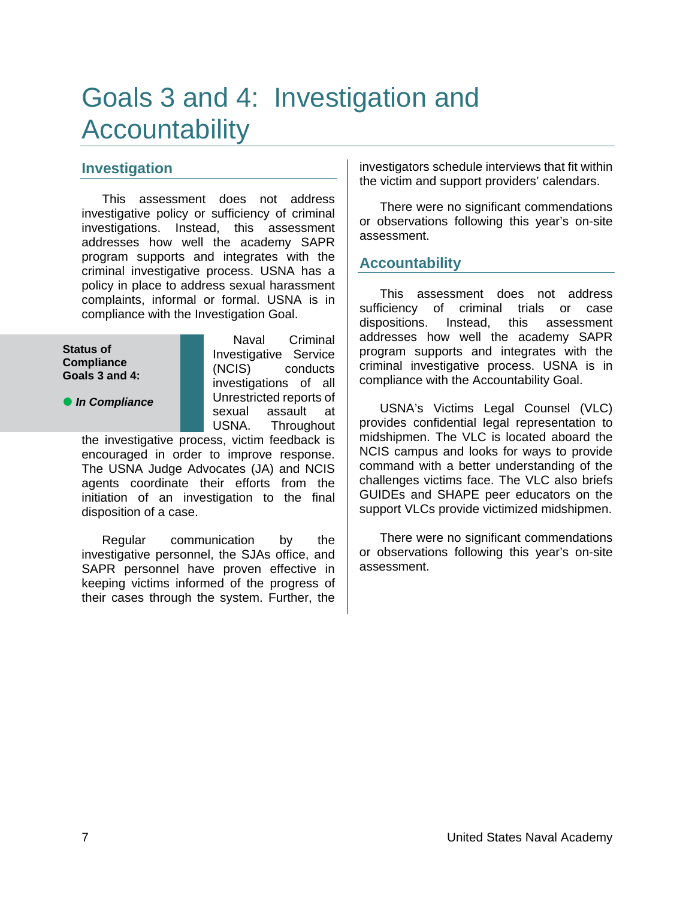# Goals 3 and 4: Investigation and Accountability

## Investigation

This assessment does not address investigative policy or sufficiency of criminal investigations. Instead, this assessment addresses how well the academy SAPR program supports and integrates with the criminal investigative process. USNA has a policy in place to address sexual harassment complaints, informal or formal. USNA is in compliance with the Investigation Goal.

**Status of Compliance Goals 3 and 4:**

● ***In Compliance***

Naval Criminal Investigative Service (NCIS) conducts investigations of all Unrestricted reports of sexual assault at USNA. Throughout the investigative process, victim feedback is encouraged in order to improve response. The USNA Judge Advocates (JA) and NCIS agents coordinate their efforts from the initiation of an investigation to the final disposition of a case.

Regular communication by the investigative personnel, the SJAs office, and SAPR personnel have proven effective in keeping victims informed of the progress of their cases through the system. Further, the investigators schedule interviews that fit within the victim and support providers' calendars.

There were no significant commendations or observations following this year's on-site assessment.

## Accountability

This assessment does not address sufficiency of criminal trials or case dispositions. Instead, this assessment addresses how well the academy SAPR program supports and integrates with the criminal investigative process. USNA is in compliance with the Accountability Goal.

USNA's Victims Legal Counsel (VLC) provides confidential legal representation to midshipmen. The VLC is located aboard the NCIS campus and looks for ways to provide command with a better understanding of the challenges victims face. The VLC also briefs GUIDEs and SHAPE peer educators on the support VLCs provide victimized midshipmen.

There were no significant commendations or observations following this year's on-site assessment.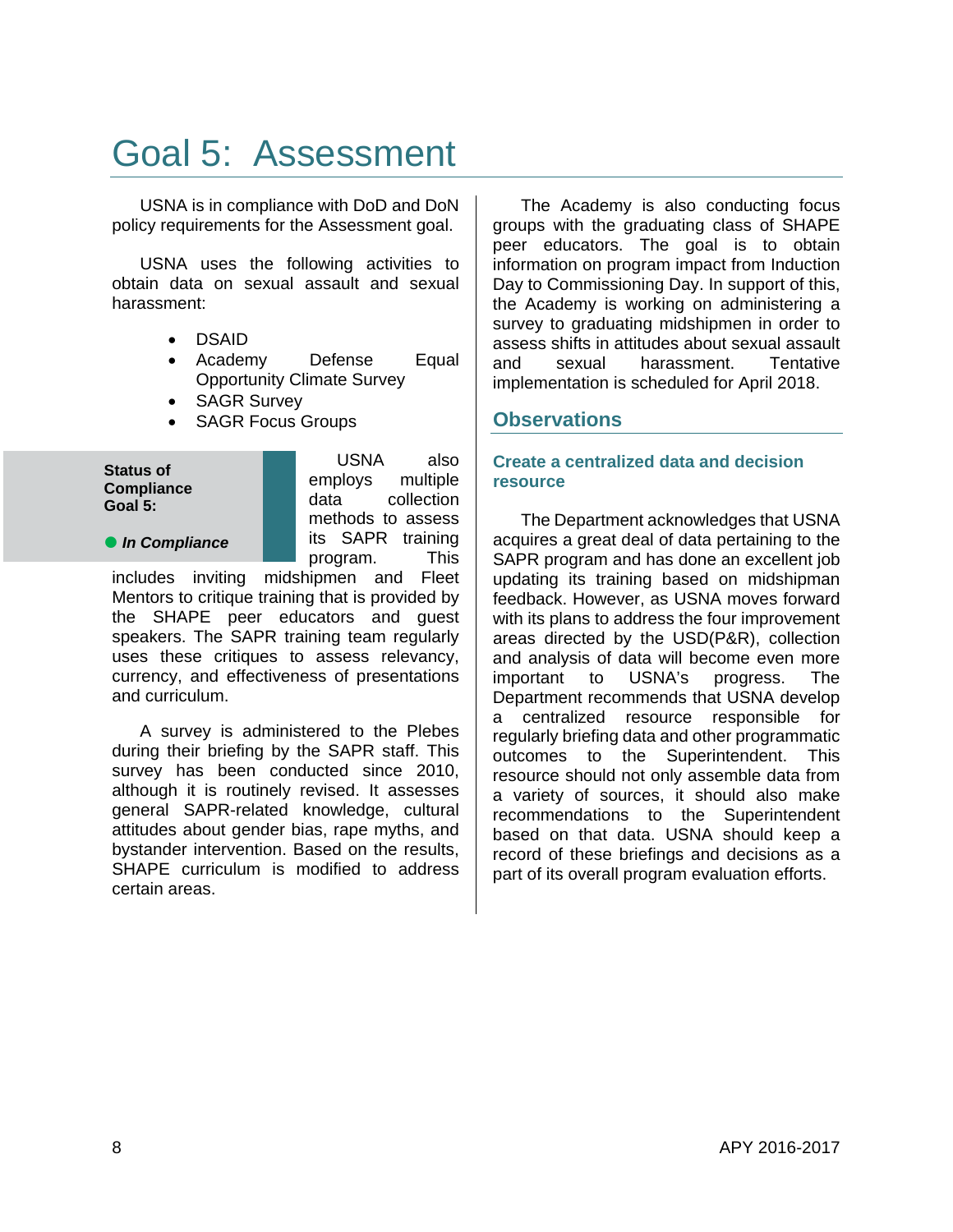# Goal 5: Assessment

USNA is in compliance with DoD and DoN policy requirements for the Assessment goal.

USNA uses the following activities to obtain data on sexual assault and sexual harassment:

- DSAID
- Academy Defense Equal Opportunity Climate Survey
- SAGR Survey
- SAGR Focus Groups

**Status of Compliance Goal 5:**

***In Compliance***

USNA also employs multiple data collection methods to assess its SAPR training program. This includes inviting midshipmen and Fleet Mentors to critique training that is provided by the SHAPE peer educators and guest speakers. The SAPR training team regularly uses these critiques to assess relevancy, currency, and effectiveness of presentations and curriculum.

A survey is administered to the Plebes during their briefing by the SAPR staff. This survey has been conducted since 2010, although it is routinely revised. It assesses general SAPR-related knowledge, cultural attitudes about gender bias, rape myths, and bystander intervention. Based on the results, SHAPE curriculum is modified to address certain areas.

The Academy is also conducting focus groups with the graduating class of SHAPE peer educators. The goal is to obtain information on program impact from Induction Day to Commissioning Day. In support of this, the Academy is working on administering a survey to graduating midshipmen in order to assess shifts in attitudes about sexual assault and sexual harassment. Tentative implementation is scheduled for April 2018.

## Observations

### Create a centralized data and decision resource

The Department acknowledges that USNA acquires a great deal of data pertaining to the SAPR program and has done an excellent job updating its training based on midshipman feedback. However, as USNA moves forward with its plans to address the four improvement areas directed by the USD(P&R), collection and analysis of data will become even more important to USNA's progress. The Department recommends that USNA develop a centralized resource responsible for regularly briefing data and other programmatic outcomes to the Superintendent. This resource should not only assemble data from a variety of sources, it should also make recommendations to the Superintendent based on that data. USNA should keep a record of these briefings and decisions as a part of its overall program evaluation efforts.